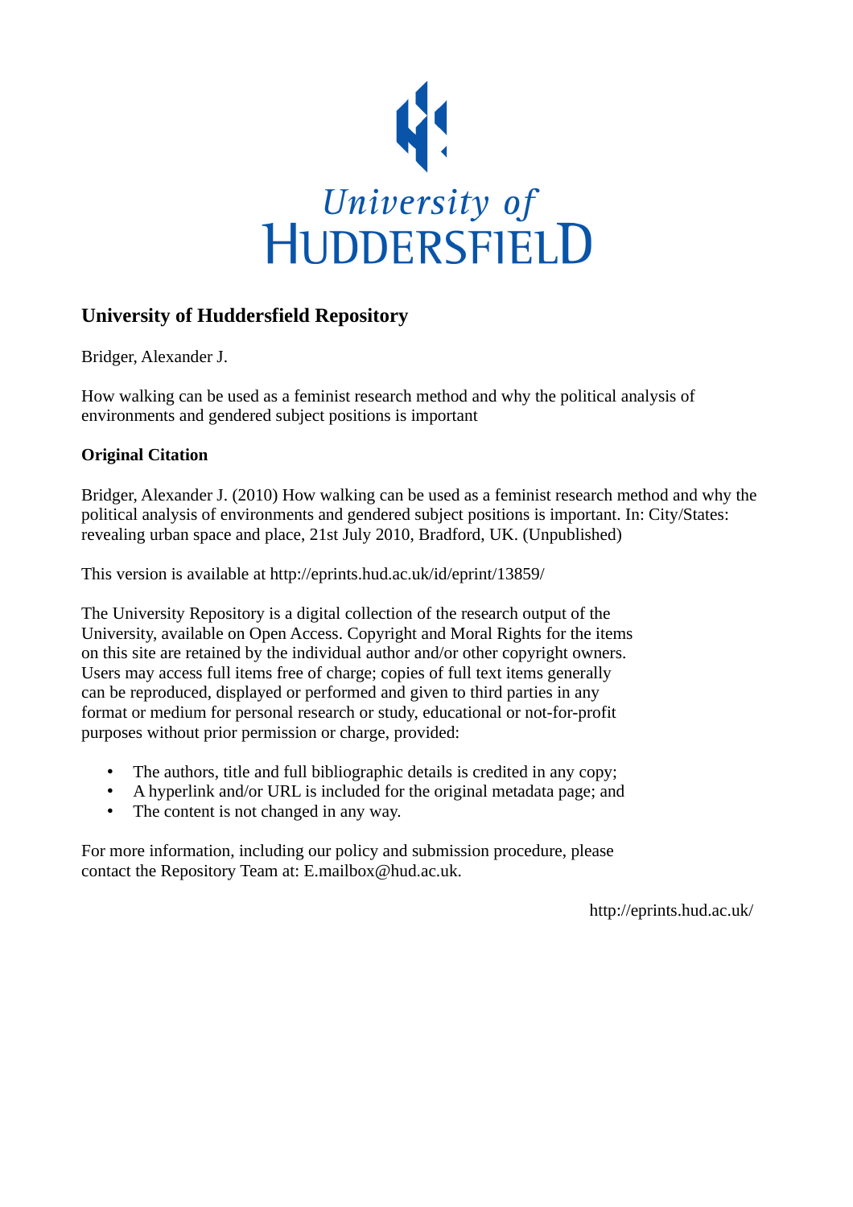# University of Huddersfield Repository

Bridger, Alexander J.

How walking can be used as a feminist research method and why the political analysis of environments and gendered subject positions is important

**Original Citation**

Bridger, Alexander J. (2010) How walking can be used as a feminist research method and why the political analysis of environments and gendered subject positions is important. In: City/States: revealing urban space and place, 21st July 2010, Bradford, UK. (Unpublished)

This version is available at http://eprints.hud.ac.uk/id/eprint/13859/

The University Repository is a digital collection of the research output of the University, available on Open Access. Copyright and Moral Rights for the items on this site are retained by the individual author and/or other copyright owners. Users may access full items free of charge; copies of full text items generally can be reproduced, displayed or performed and given to third parties in any format or medium for personal research or study, educational or not-for-profit purposes without prior permission or charge, provided:

- The authors, title and full bibliographic details is credited in any copy;
- A hyperlink and/or URL is included for the original metadata page; and
- The content is not changed in any way.

For more information, including our policy and submission procedure, please contact the Repository Team at: E.mailbox@hud.ac.uk.

http://eprints.hud.ac.uk/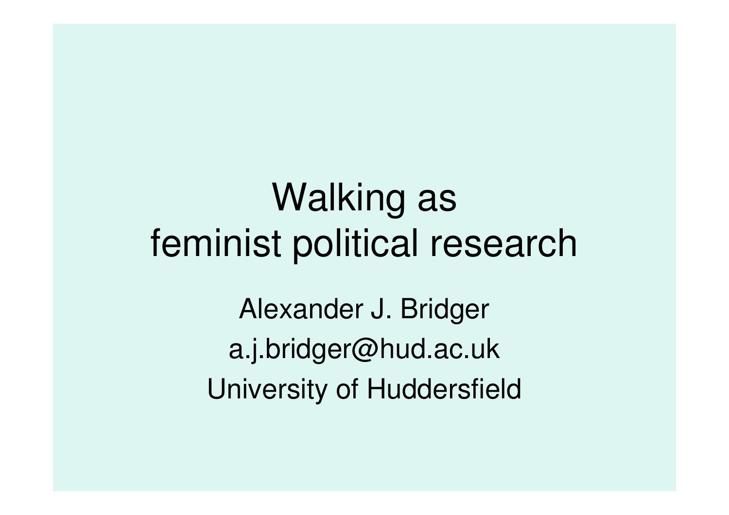# Walking as feminist political research

Alexander J. Bridger

a.j.bridger@hud.ac.uk

University of Huddersfield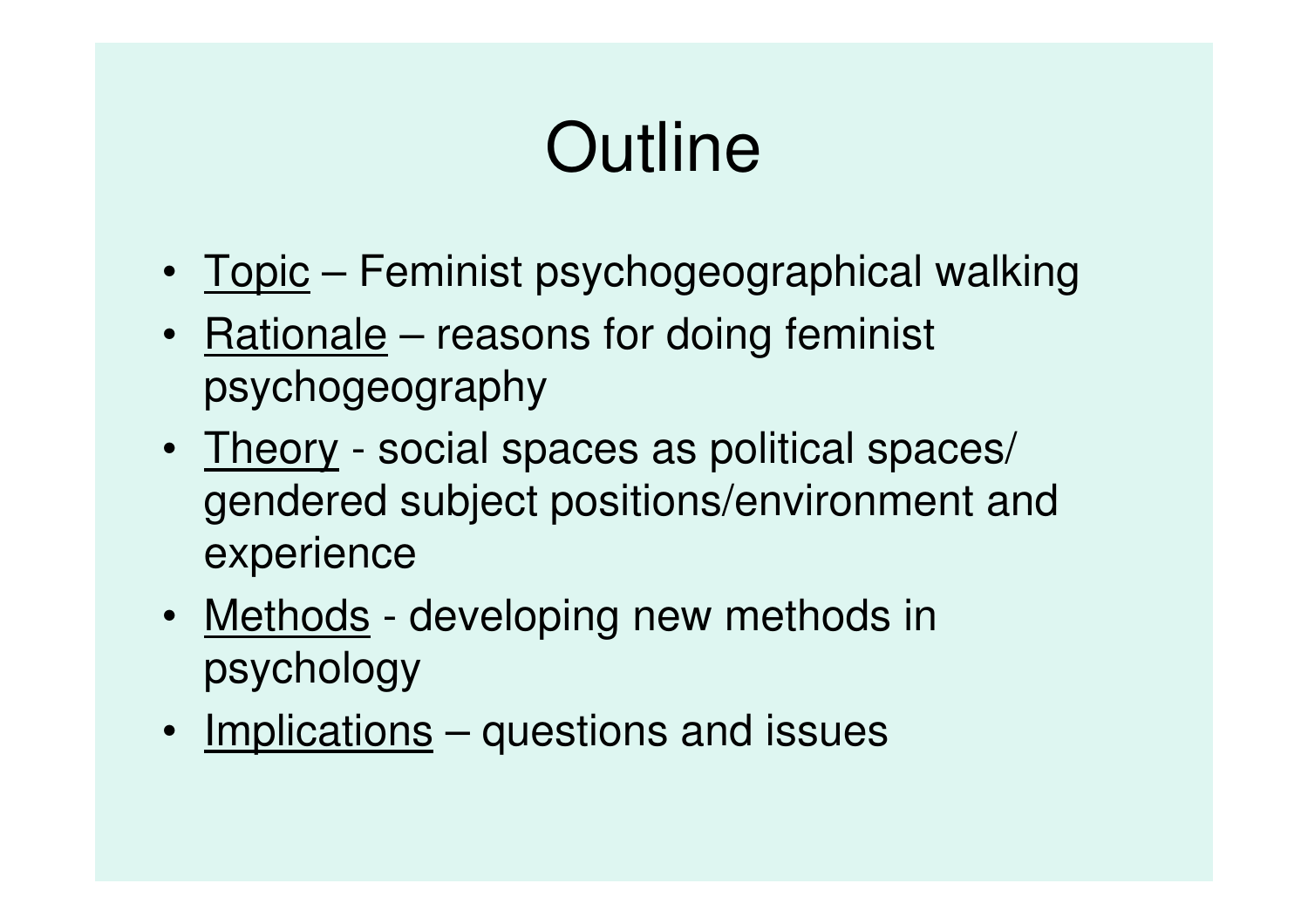# Outline

- Topic – Feminist psychogeographical walking
- Rationale – reasons for doing feminist psychogeography
- Theory - social spaces as political spaces/ gendered subject positions/environment and experience
- Methods - developing new methods in psychology
- Implications – questions and issues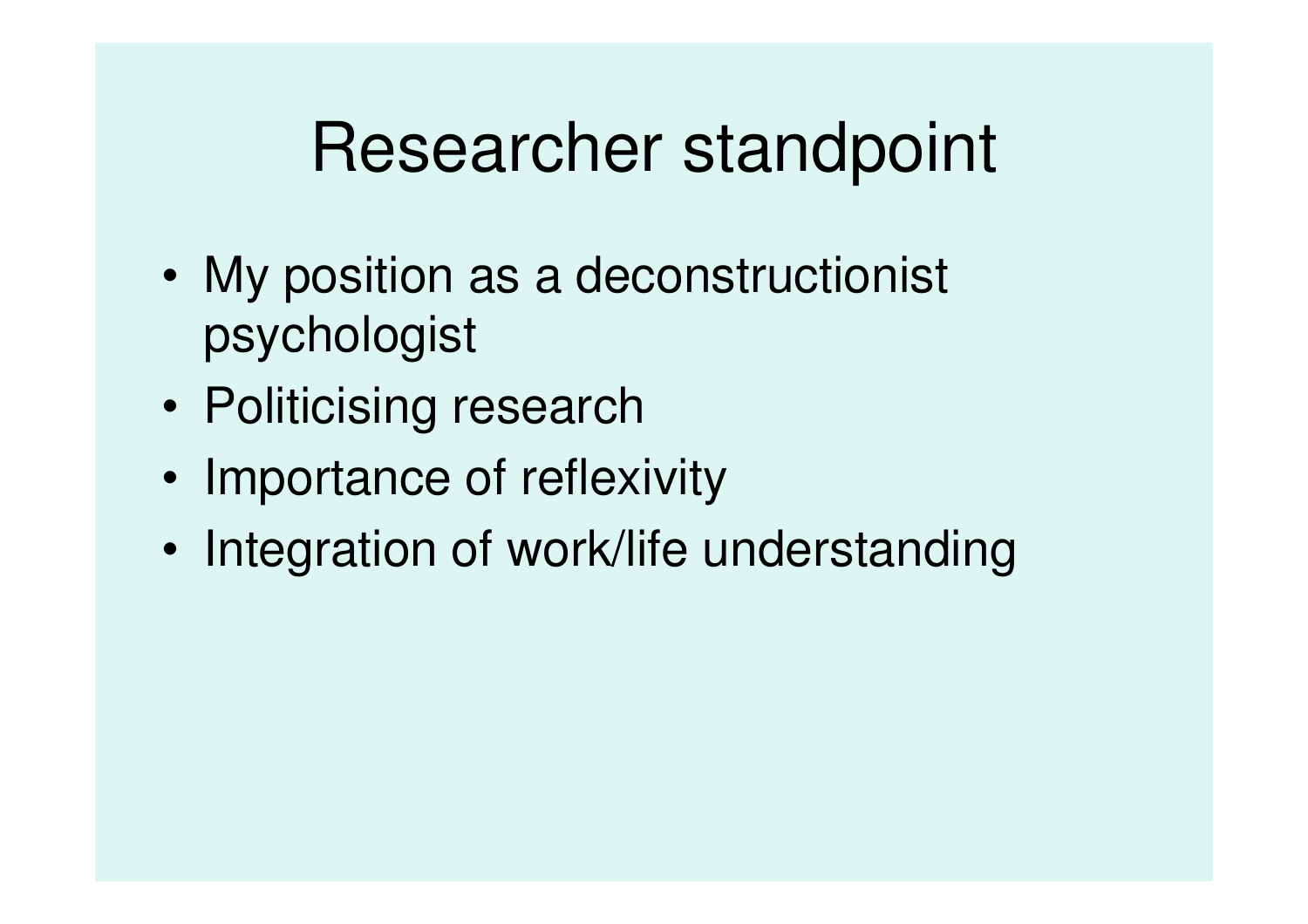# Researcher standpoint

- My position as a deconstructionist psychologist
- Politicising research
- Importance of reflexivity
- Integration of work/life understanding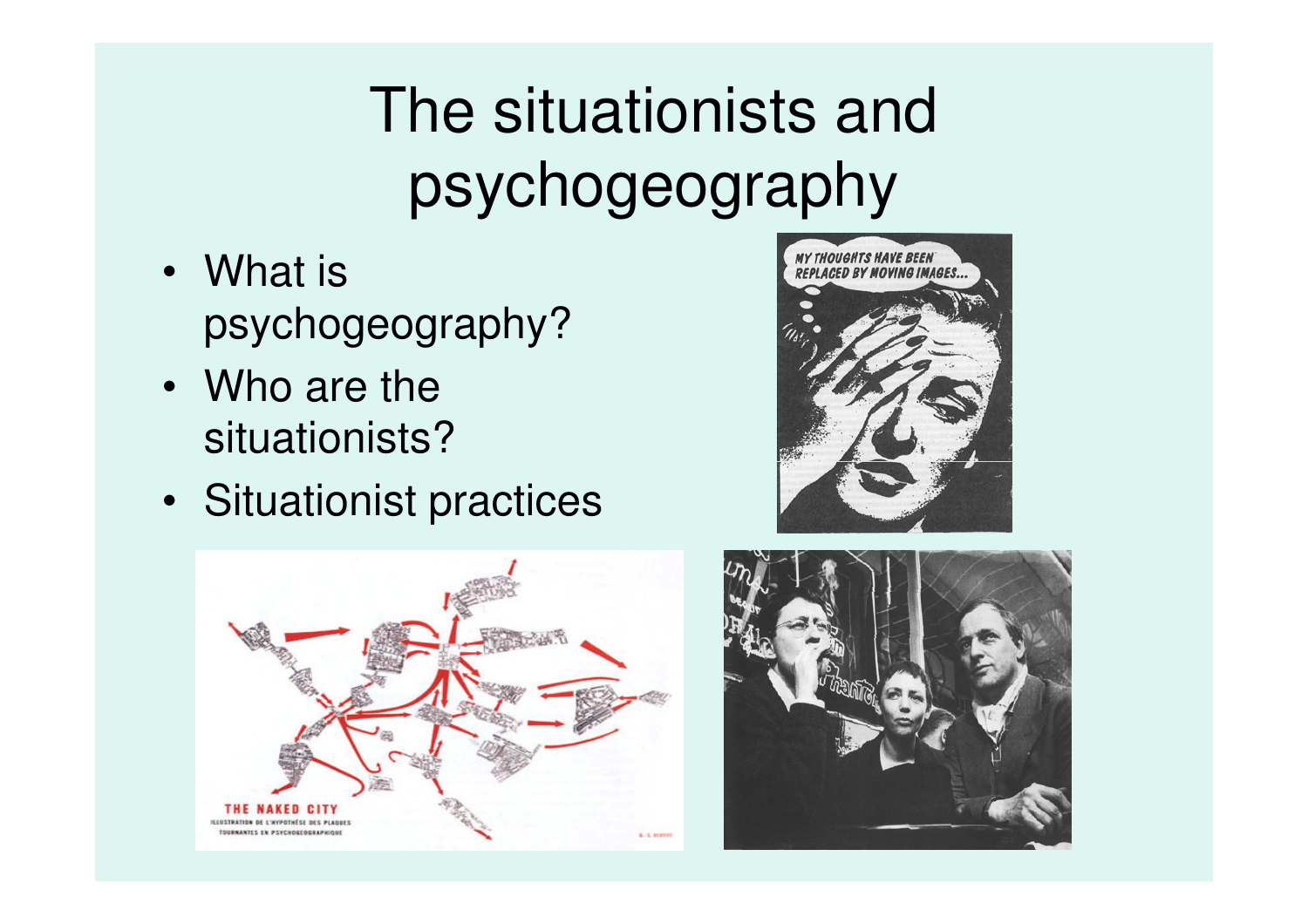# The situationists and psychogeography

- What is psychogeography?
- Who are the situationists?
- Situationist practices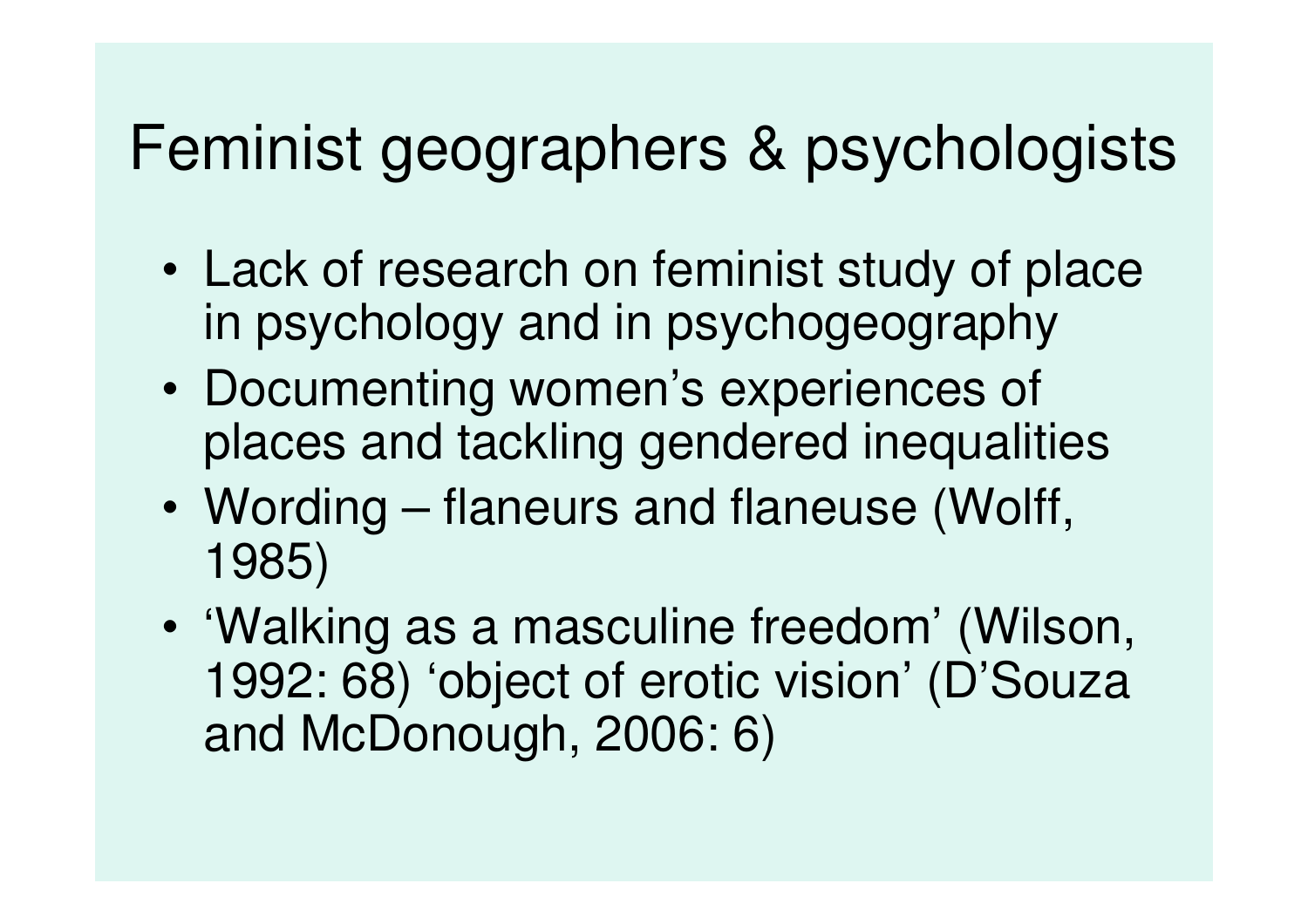# Feminist geographers & psychologists

- Lack of research on feminist study of place in psychology and in psychogeography
- Documenting women's experiences of places and tackling gendered inequalities
- Wording – flaneurs and flaneuse (Wolff, 1985)
- 'Walking as a masculine freedom' (Wilson, 1992: 68) 'object of erotic vision' (D'Souza and McDonough, 2006: 6)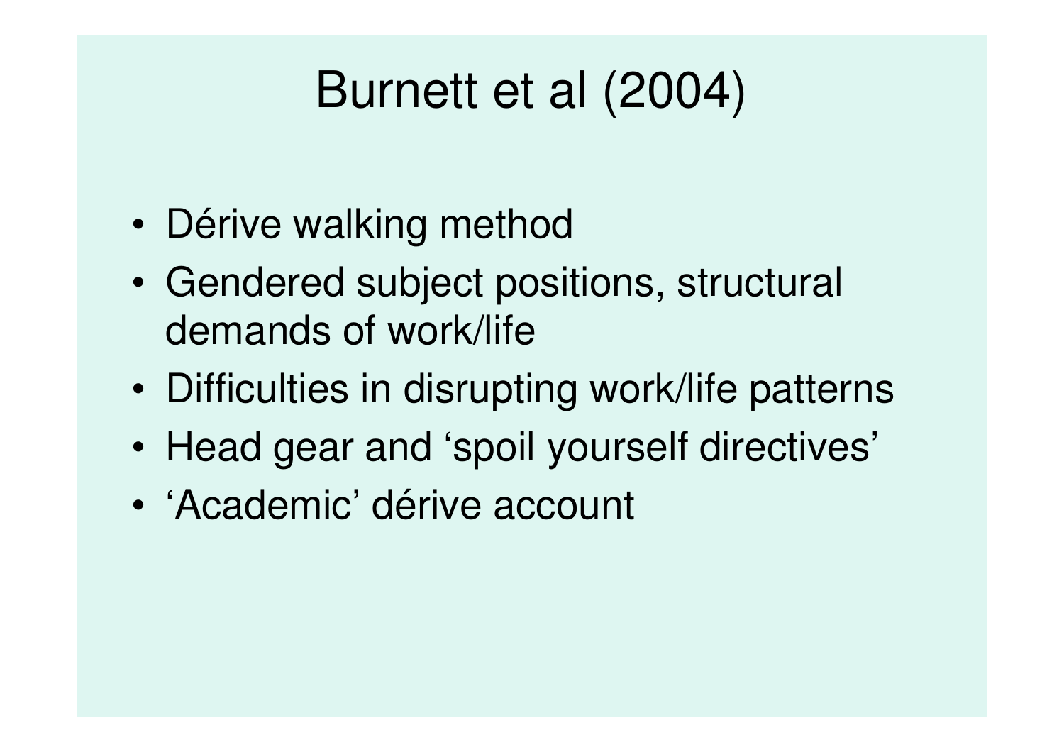# Burnett et al (2004)

- Dérive walking method
- Gendered subject positions, structural demands of work/life
- Difficulties in disrupting work/life patterns
- Head gear and 'spoil yourself directives'
- 'Academic' dérive account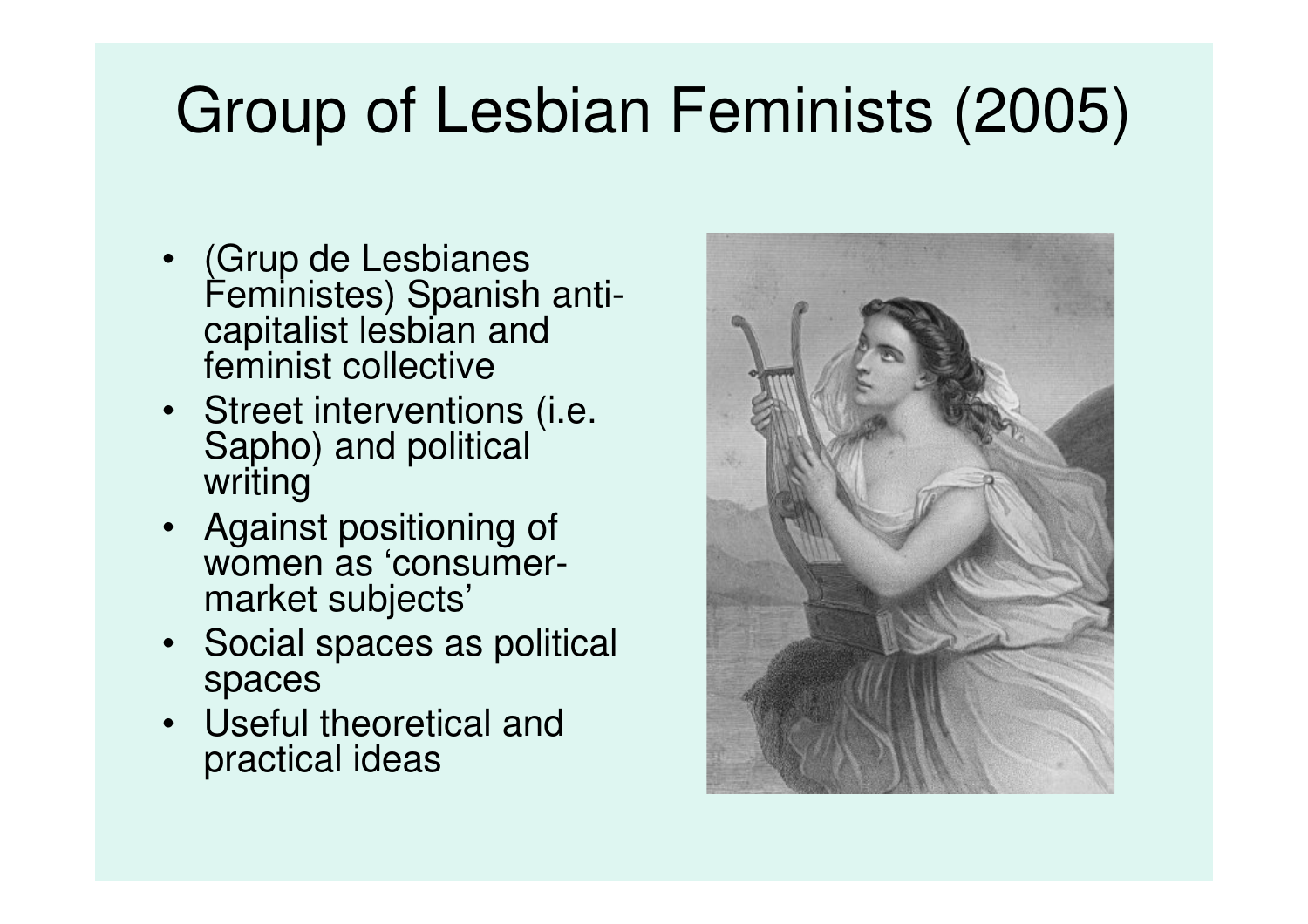# Group of Lesbian Feminists (2005)

- (Grup de Lesbianes Feministes) Spanish anti-capitalist lesbian and feminist collective
- Street interventions (i.e. Sapho) and political writing
- Against positioning of women as 'consumer-market subjects'
- Social spaces as political spaces
- Useful theoretical and practical ideas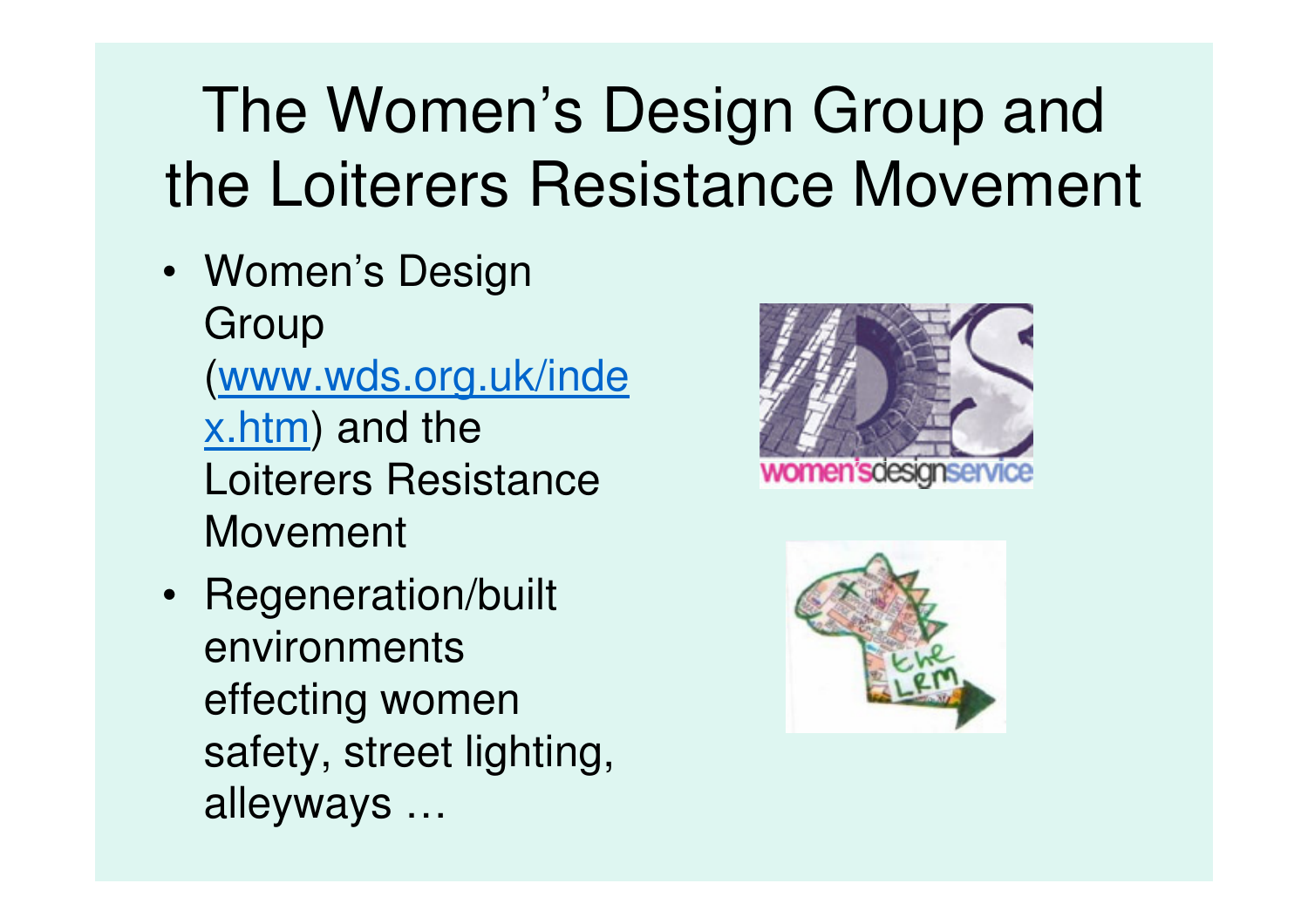# The Women's Design Group and the Loiterers Resistance Movement

- Women's Design Group (www.wds.org.uk/index.htm) and the Loiterers Resistance Movement
- Regeneration/built environments effecting women safety, street lighting, alleyways …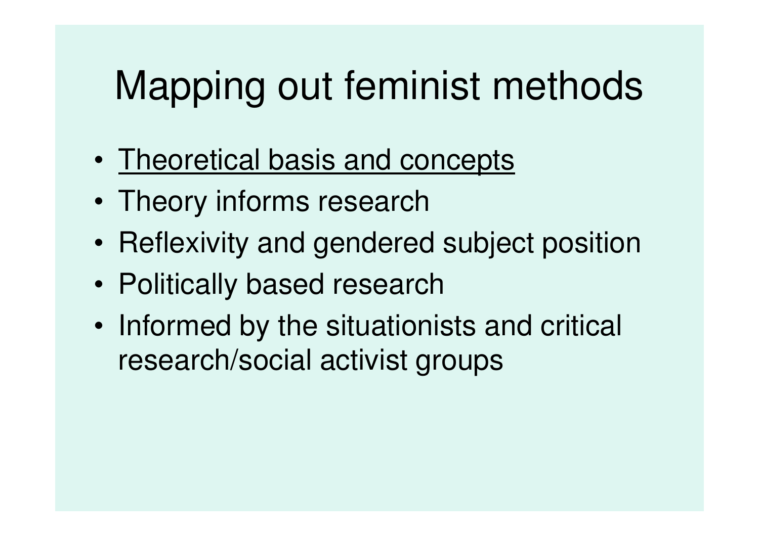# Mapping out feminist methods

- <u>Theoretical basis and concepts</u>
- Theory informs research
- Reflexivity and gendered subject position
- Politically based research
- Informed by the situationists and critical research/social activist groups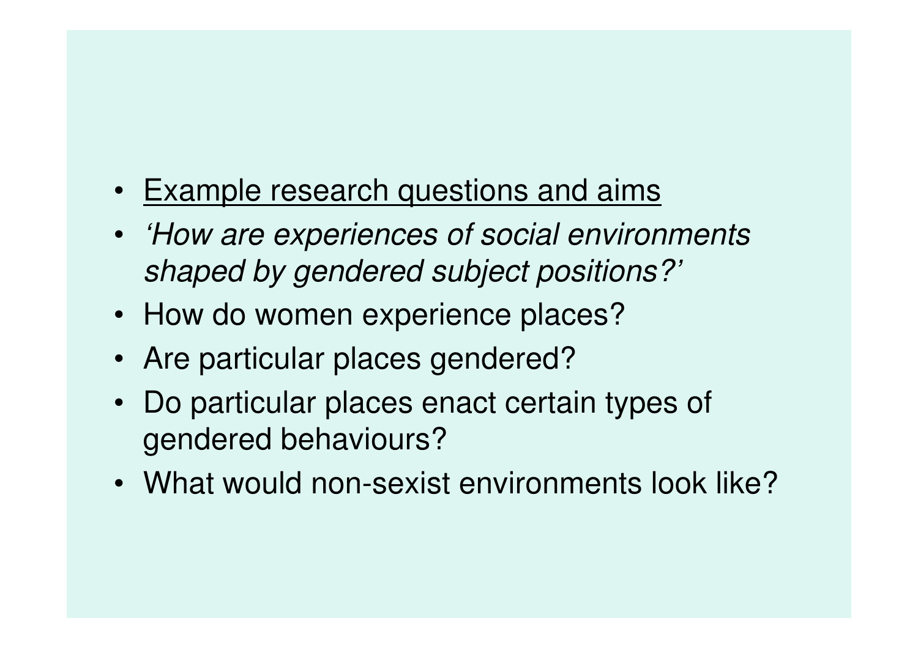- <u>Example research questions and aims</u>
- *'How are experiences of social environments shaped by gendered subject positions?'*
- How do women experience places?
- Are particular places gendered?
- Do particular places enact certain types of gendered behaviours?
- What would non-sexist environments look like?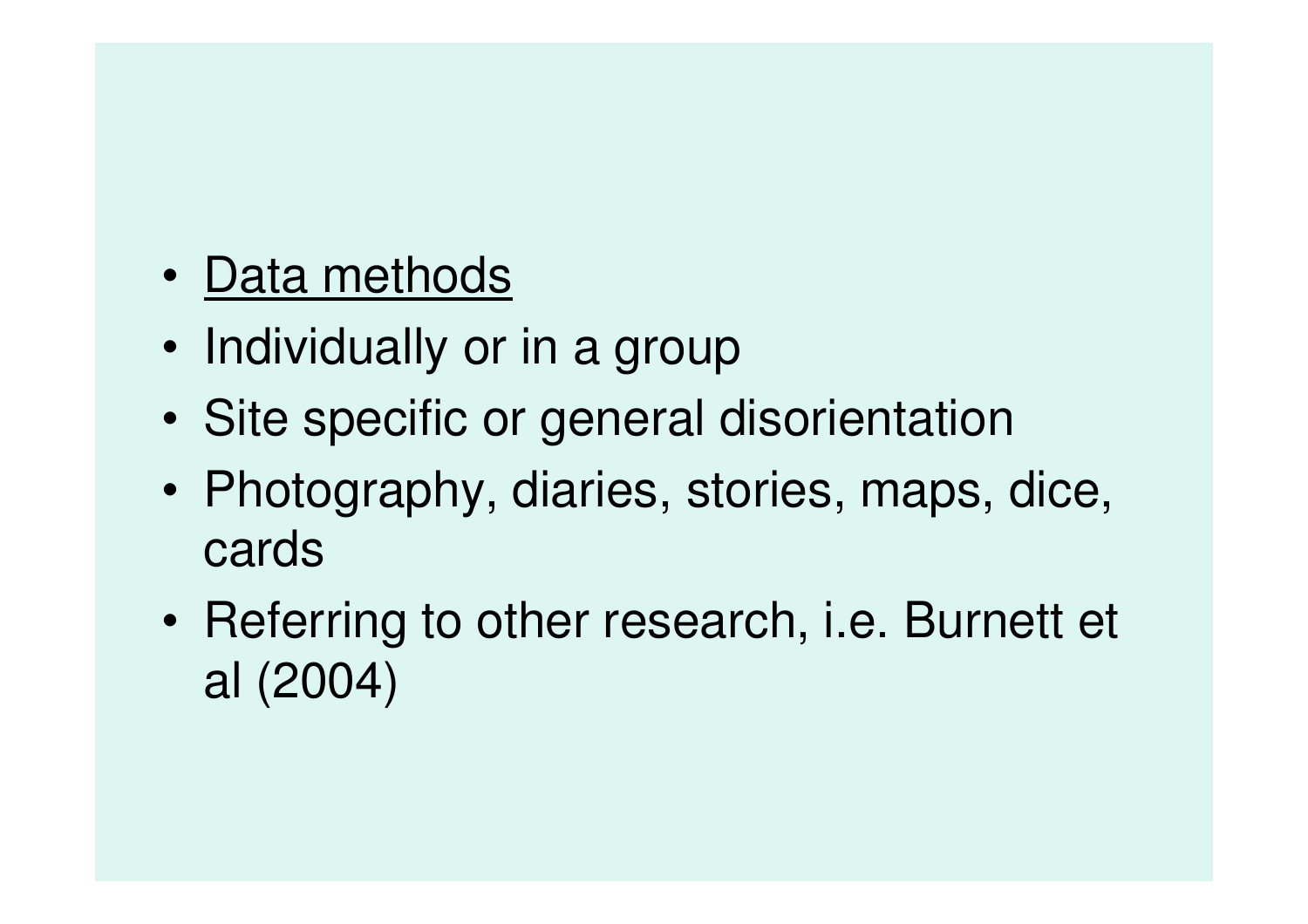- <u>Data methods</u>
- Individually or in a group
- Site specific or general disorientation
- Photography, diaries, stories, maps, dice, cards
- Referring to other research, i.e. Burnett et al (2004)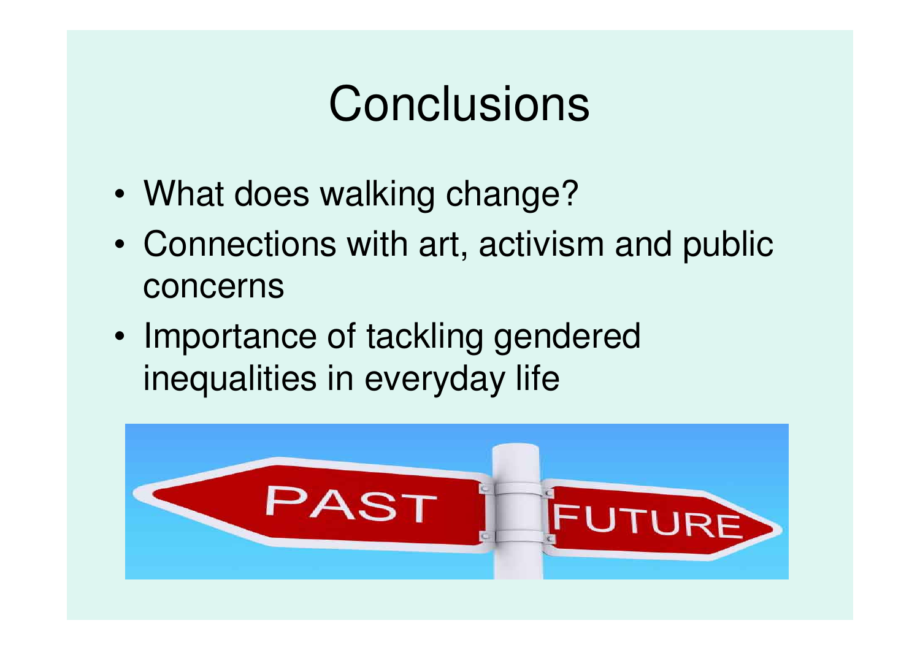# Conclusions

- What does walking change?
- Connections with art, activism and public concerns
- Importance of tackling gendered inequalities in everyday life

PAST

FUTURE